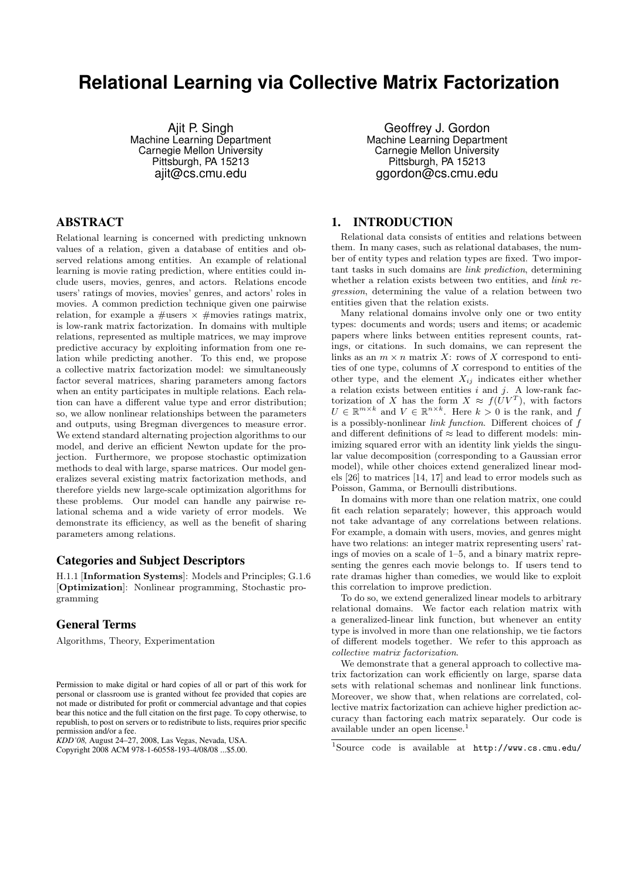# Relational Learning via Collective Matrix Factorization

Ajit P. Singh
Machine Learning Department
Carnegie Mellon University
Pittsburgh, PA 15213
ajit@cs.cmu.edu

Geoffrey J. Gordon
Machine Learning Department
Carnegie Mellon University
Pittsburgh, PA 15213
ggordon@cs.cmu.edu

## ABSTRACT

Relational learning is concerned with predicting unknown values of a relation, given a database of entities and observed relations among entities. An example of relational learning is movie rating prediction, where entities could include users, movies, genres, and actors. Relations encode users' ratings of movies, movies' genres, and actors' roles in movies. A common prediction technique given one pairwise relation, for example a #users × #movies ratings matrix, is low-rank matrix factorization. In domains with multiple relations, represented as multiple matrices, we may improve predictive accuracy by exploiting information from one relation while predicting another. To this end, we propose a collective matrix factorization model: we simultaneously factor several matrices, sharing parameters among factors when an entity participates in multiple relations. Each relation can have a different value type and error distribution; so, we allow nonlinear relationships between the parameters and outputs, using Bregman divergences to measure error. We extend standard alternating projection algorithms to our model, and derive an efficient Newton update for the projection. Furthermore, we propose stochastic optimization methods to deal with large, sparse matrices. Our model generalizes several existing matrix factorization methods, and therefore yields new large-scale optimization algorithms for these problems. Our model can handle any pairwise relational schema and a wide variety of error models. We demonstrate its efficiency, as well as the benefit of sharing parameters among relations.

### Categories and Subject Descriptors

H.1.1 [**Information Systems**]: Models and Principles; G.1.6 [**Optimization**]: Nonlinear programming, Stochastic programming

### General Terms

Algorithms, Theory, Experimentation

Permission to make digital or hard copies of all or part of this work for personal or classroom use is granted without fee provided that copies are not made or distributed for profit or commercial advantage and that copies bear this notice and the full citation on the first page. To copy otherwise, to republish, to post on servers or to redistribute to lists, requires prior specific permission and/or a fee.
*KDD'08*, August 24–27, 2008, Las Vegas, Nevada, USA.
Copyright 2008 ACM 978-1-60558-193-4/08/08 ...$5.00.

## 1. INTRODUCTION

Relational data consists of entities and relations between them. In many cases, such as relational databases, the number of entity types and relation types are fixed. Two important tasks in such domains are *link prediction*, determining whether a relation exists between two entities, and *link regression*, determining the value of a relation between two entities given that the relation exists.

Many relational domains involve only one or two entity types: documents and words; users and items; or academic papers where links between entities represent counts, ratings, or citations. In such domains, we can represent the links as an $m \times n$ matrix $X$: rows of $X$ correspond to entities of one type, columns of $X$ correspond to entities of the other type, and the element $X_{ij}$ indicates either whether a relation exists between entities $i$ and $j$. A low-rank factorization of $X$ has the form $X \approx f(UV^T)$, with factors $U \in \mathbb{R}^{m \times k}$ and $V \in \mathbb{R}^{n \times k}$. Here $k > 0$ is the rank, and $f$ is a possibly-nonlinear *link function*. Different choices of $f$ and different definitions of $\approx$ lead to different models: minimizing squared error with an identity link yields the singular value decomposition (corresponding to a Gaussian error model), while other choices extend generalized linear models [26] to matrices [14, 17] and lead to error models such as Poisson, Gamma, or Bernoulli distributions.

In domains with more than one relation matrix, one could fit each relation separately; however, this approach would not take advantage of any correlations between relations. For example, a domain with users, movies, and genres might have two relations: an integer matrix representing users' ratings of movies on a scale of 1–5, and a binary matrix representing the genres each movie belongs to. If users tend to rate dramas higher than comedies, we would like to exploit this correlation to improve prediction.

To do so, we extend generalized linear models to arbitrary relational domains. We factor each relation matrix with a generalized-linear link function, but whenever an entity type is involved in more than one relationship, we tie factors of different models together. We refer to this approach as *collective matrix factorization*.

We demonstrate that a general approach to collective matrix factorization can work efficiently on large, sparse data sets with relational schemas and nonlinear link functions. Moreover, we show that, when relations are correlated, collective matrix factorization can achieve higher prediction accuracy than factoring each matrix separately. Our code is available under an open license.[1]

[1]Source code is available at `http://www.cs.cmu.edu/`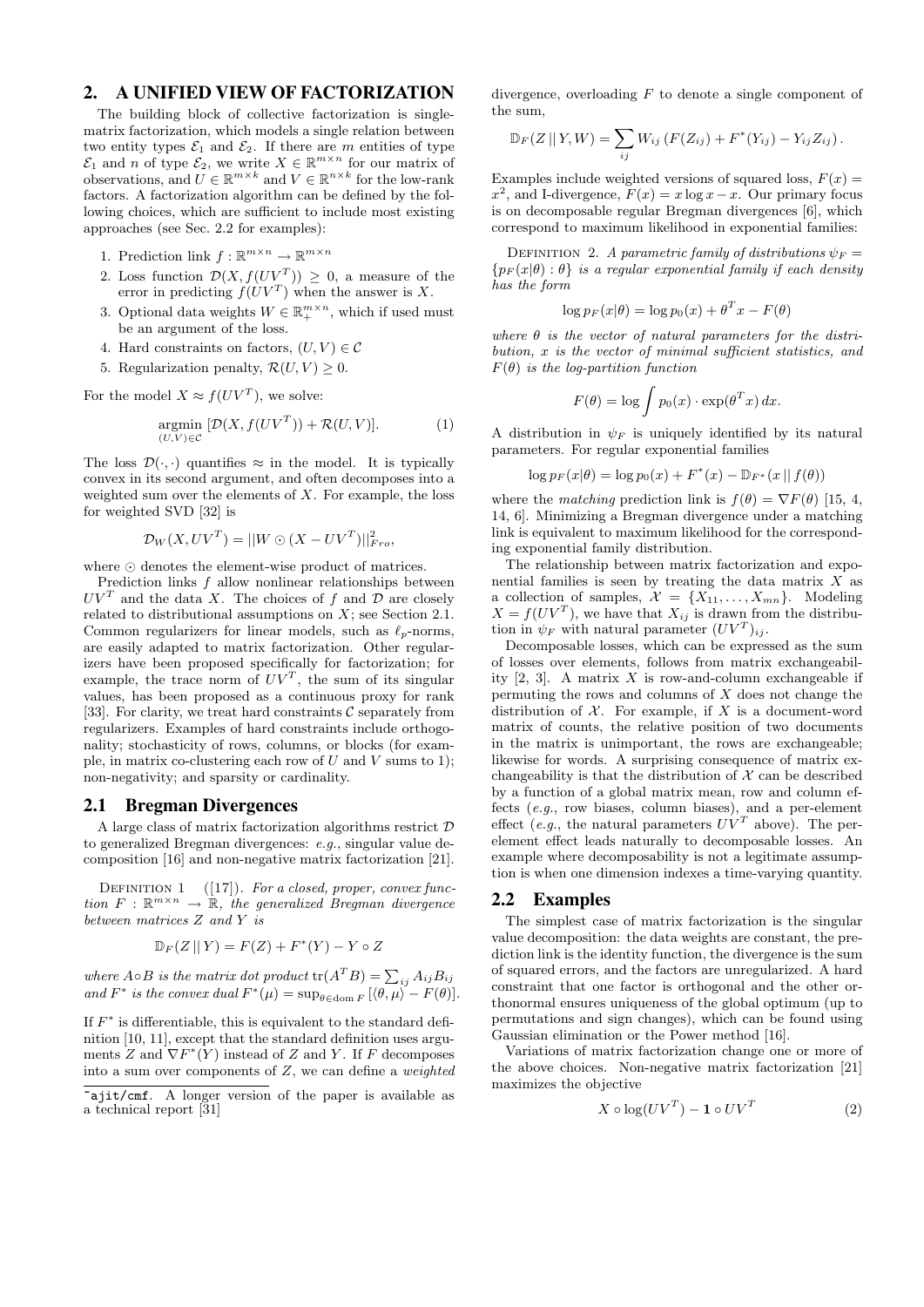## 2. A UNIFIED VIEW OF FACTORIZATION

The building block of collective factorization is single-matrix factorization, which models a single relation between two entity types $\mathcal{E}_1$ and $\mathcal{E}_2$. If there are $m$ entities of type $\mathcal{E}_1$ and $n$ of type $\mathcal{E}_2$, we write $X \in \mathbb{R}^{m\times n}$ for our matrix of observations, and $U \in \mathbb{R}^{m\times k}$ and $V \in \mathbb{R}^{n\times k}$ for the low-rank factors. A factorization algorithm can be defined by the following choices, which are sufficient to include most existing approaches (see Sec. 2.2 for examples):

1. Prediction link $f : \mathbb{R}^{m\times n} \to \mathbb{R}^{m\times n}$
2. Loss function $\mathcal{D}(X, f(UV^T)) \geq 0$, a measure of the error in predicting $f(UV^T)$ when the answer is $X$.
3. Optional data weights $W \in \mathbb{R}_+^{m\times n}$, which if used must be an argument of the loss.
4. Hard constraints on factors, $(U, V) \in \mathcal{C}$
5. Regularization penalty, $\mathcal{R}(U, V) \geq 0$.

For the model $X \approx f(UV^T)$, we solve:

$$\underset{(U,V)\in\mathcal{C}}{\operatorname{argmin}} \, [\mathcal{D}(X, f(UV^T)) + \mathcal{R}(U, V)]. \tag{1}$$

The loss $\mathcal{D}(\cdot,\cdot)$ quantifies $\approx$ in the model. It is typically convex in its second argument, and often decomposes into a weighted sum over the elements of $X$. For example, the loss for weighted SVD [32] is

$$\mathcal{D}_W(X, UV^T) = ||W \odot (X - UV^T)||^2_{Fro},$$

where $\odot$ denotes the element-wise product of matrices.

Prediction links $f$ allow nonlinear relationships between $UV^T$ and the data $X$. The choices of $f$ and $\mathcal{D}$ are closely related to distributional assumptions on $X$; see Section 2.1. Common regularizers for linear models, such as $\ell_p$-norms, are easily adapted to matrix factorization. Other regularizers have been proposed specifically for factorization; for example, the trace norm of $UV^T$, the sum of its singular values, has been proposed as a continuous proxy for rank [33]. For clarity, we treat hard constraints $\mathcal{C}$ separately from regularizers. Examples of hard constraints include orthogonality; stochasticity of rows, columns, or blocks (for example, in matrix co-clustering each row of $U$ and $V$ sums to 1); non-negativity; and sparsity or cardinality.

### 2.1 Bregman Divergences

A large class of matrix factorization algorithms restrict $\mathcal{D}$ to generalized Bregman divergences: *e.g.*, singular value decomposition [16] and non-negative matrix factorization [21].

Definition 1 ([17]). *For a closed, proper, convex function $F : \mathbb{R}^{m\times n} \to \mathbb{R}$, the generalized Bregman divergence between matrices $Z$ and $Y$ is*

$$\mathbb{D}_F(Z \,||\, Y) = F(Z) + F^*(Y) - Y \circ Z$$

*where $A \circ B$ is the matrix dot product $\mathrm{tr}(A^TB) = \sum_{ij} A_{ij}B_{ij}$ and $F^*$ is the convex dual $F^*(\mu) = \sup_{\theta\in \mathrm{dom}\, F}[\langle\theta, \mu\rangle - F(\theta)]$.*

If $F^*$ is differentiable, this is equivalent to the standard definition [10, 11], except that the standard definition uses arguments $Z$ and $\nabla F^*(Y)$ instead of $Z$ and $Y$. If $F$ decomposes into a sum over components of $Z$, we can define a *weighted* divergence, overloading $F$ to denote a single component of the sum,

$$\mathbb{D}_F(Z \,||\, Y, W) = \sum_{ij} W_{ij} \left(F(Z_{ij}) + F^*(Y_{ij}) - Y_{ij}Z_{ij}\right).$$

Examples include weighted versions of squared loss, $F(x) = x^2$, and I-divergence, $F(x) = x \log x - x$. Our primary focus is on decomposable regular Bregman divergences [6], which correspond to maximum likelihood in exponential families:

Definition 2. *A parametric family of distributions $\psi_F = \{p_F(x|\theta) : \theta\}$ is a regular exponential family if each density has the form*

$$\log p_F(x|\theta) = \log p_0(x) + \theta^T x - F(\theta)$$

*where $\theta$ is the vector of natural parameters for the distribution, $x$ is the vector of minimal sufficient statistics, and $F(\theta)$ is the log-partition function*

$$F(\theta) = \log \int p_0(x) \cdot \exp(\theta^T x)\, dx.$$

A distribution in $\psi_F$ is uniquely identified by its natural parameters. For regular exponential families

$$\log p_F(x|\theta) = \log p_0(x) + F^*(x) - \mathbb{D}_{F^*}(x \,||\, f(\theta))$$

where the *matching* prediction link is $f(\theta) = \nabla F(\theta)$ [15, 4, 14, 6]. Minimizing a Bregman divergence under a matching link is equivalent to maximum likelihood for the corresponding exponential family distribution.

The relationship between matrix factorization and exponential families is seen by treating the data matrix $X$ as a collection of samples, $\mathcal{X} = \{X_{11}, \ldots, X_{mn}\}$. Modeling $X = f(UV^T)$, we have that $X_{ij}$ is drawn from the distribution in $\psi_F$ with natural parameter $(UV^T)_{ij}$.

Decomposable losses, which can be expressed as the sum of losses over elements, follows from matrix exchangeability [2, 3]. A matrix $X$ is row-and-column exchangeable if permuting the rows and columns of $X$ does not change the distribution of $\mathcal{X}$. For example, if $X$ is a document-word matrix of counts, the relative position of two documents in the matrix is unimportant, the rows are exchangeable; likewise for words. A surprising consequence of matrix exchangeability is that the distribution of $\mathcal{X}$ can be described by a function of a global matrix mean, row and column effects (*e.g.*, row biases, column biases), and a per-element effect (*e.g.*, the natural parameters $UV^T$ above). The per-element effect leads naturally to decomposable losses. An example where decomposability is not a legitimate assumption is when one dimension indexes a time-varying quantity.

### 2.2 Examples

The simplest case of matrix factorization is the singular value decomposition: the data weights are constant, the prediction link is the identity function, the divergence is the sum of squared errors, and the factors are unregularized. A hard constraint that one factor is orthogonal and the other orthonormal ensures uniqueness of the global optimum (up to permutations and sign changes), which can be found using Gaussian elimination or the Power method [16].

Variations of matrix factorization change one or more of the above choices. Non-negative matrix factorization [21] maximizes the objective

$$X \circ \log(UV^T) - \mathbf{1} \circ UV^T \tag{2}$$

~ajit/cmf. A longer version of the paper is available as a technical report [31]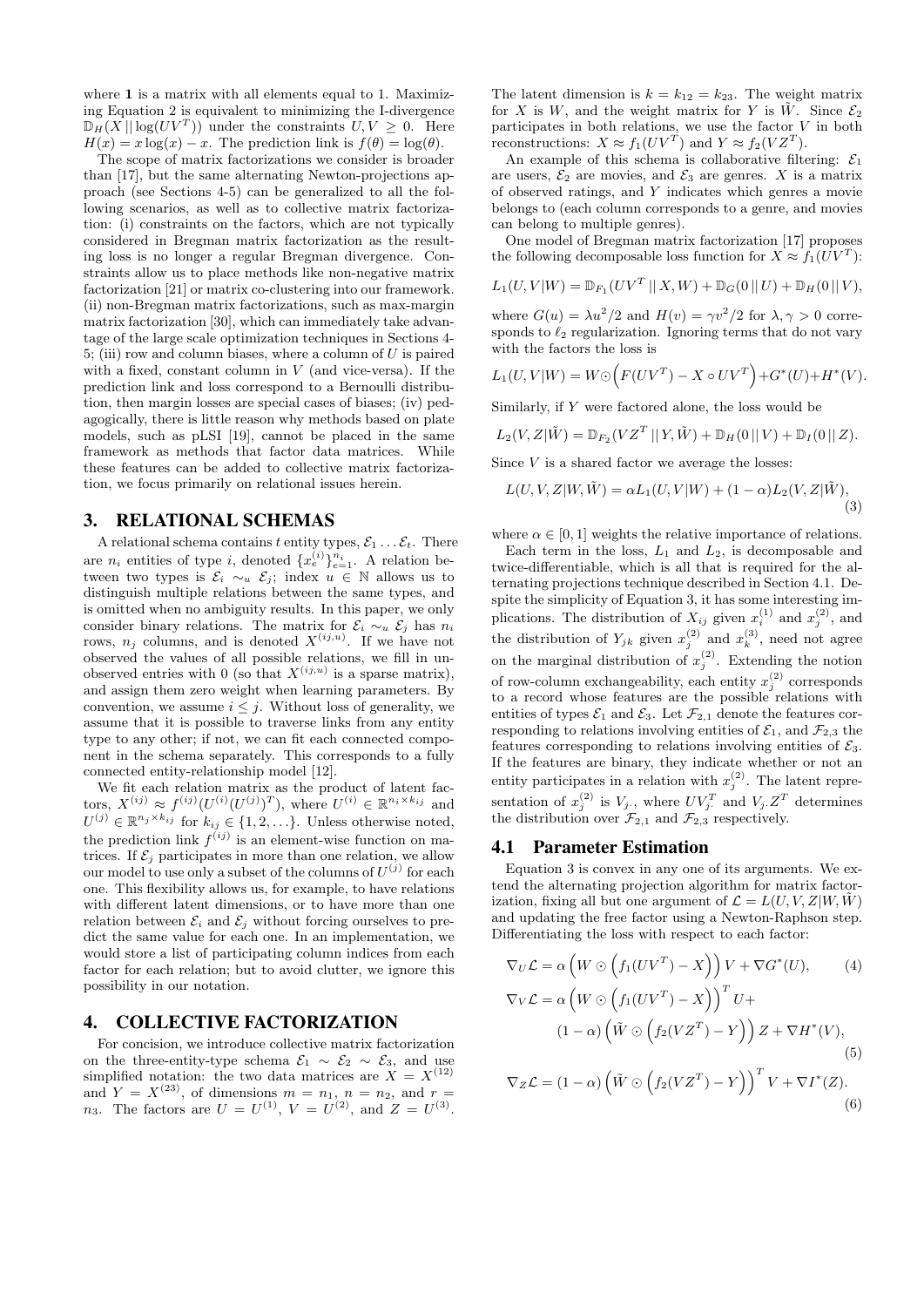where $\mathbf{1}$ is a matrix with all elements equal to 1. Maximizing Equation 2 is equivalent to minimizing the I-divergence $\mathbb{D}_H(X \,||\, \log(UV^T))$ under the constraints $U, V \geq 0$. Here $H(x) = x\log(x) - x$. The prediction link is $f(\theta) = \log(\theta)$.

The scope of matrix factorizations we consider is broader than [17], but the same alternating Newton-projections approach (see Sections 4-5) can be generalized to all the following scenarios, as well as to collective matrix factorization: (i) constraints on the factors, which are not typically considered in Bregman matrix factorization as the resulting loss is no longer a regular Bregman divergence. Constraints allow us to place methods like non-negative matrix factorization [21] or matrix co-clustering into our framework. (ii) non-Bregman matrix factorizations, such as max-margin matrix factorization [30], which can immediately take advantage of the large scale optimization techniques in Sections 4-5; (iii) row and column biases, where a column of $U$ is paired with a fixed, constant column in $V$ (and vice-versa). If the prediction link and loss correspond to a Bernoulli distribution, then margin losses are special cases of biases; (iv) pedagogically, there is little reason why methods based on plate models, such as pLSI [19], cannot be placed in the same framework as methods that factor data matrices. While these features can be added to collective matrix factorization, we focus primarily on relational issues herein.

## 3. RELATIONAL SCHEMAS

A relational schema contains $t$ entity types, $\mathcal{E}_1 \ldots \mathcal{E}_t$. There are $n_i$ entities of type $i$, denoted $\{x_e^{(i)}\}_{e=1}^{n_i}$. A relation between two types is $\mathcal{E}_i \sim_u \mathcal{E}_j$; index $u \in \mathbb{N}$ allows us to distinguish multiple relations between the same types, and is omitted when no ambiguity results. In this paper, we only consider binary relations. The matrix for $\mathcal{E}_i \sim_u \mathcal{E}_j$ has $n_i$ rows, $n_j$ columns, and is denoted $X^{(ij,u)}$. If we have not observed the values of all possible relations, we fill in unobserved entries with 0 (so that $X^{(ij,u)}$ is a sparse matrix), and assign them zero weight when learning parameters. By convention, we assume $i \leq j$. Without loss of generality, we assume that it is possible to traverse links from any entity type to any other; if not, we can fit each connected component in the schema separately. This corresponds to a fully connected entity-relationship model [12].

We fit each relation matrix as the product of latent factors, $X^{(ij)} \approx f^{(ij)}(U^{(i)}(U^{(j)})^T)$, where $U^{(i)} \in \mathbb{R}^{n_i \times k_{ij}}$ and $U^{(j)} \in \mathbb{R}^{n_j \times k_{ij}}$ for $k_{ij} \in \{1, 2, \ldots\}$. Unless otherwise noted, the prediction link $f^{(ij)}$ is an element-wise function on matrices. If $\mathcal{E}_j$ participates in more than one relation, we allow our model to use only a subset of the columns of $U^{(j)}$ for each one. This flexibility allows us, for example, to have relations with different latent dimensions, or to have more than one relation between $\mathcal{E}_i$ and $\mathcal{E}_j$ without forcing ourselves to predict the same value for each one. In an implementation, we would store a list of participating column indices from each factor for each relation; but to avoid clutter, we ignore this possibility in our notation.

## 4. COLLECTIVE FACTORIZATION

For concision, we introduce collective matrix factorization on the three-entity-type schema $\mathcal{E}_1 \sim \mathcal{E}_2 \sim \mathcal{E}_3$, and use simplified notation: the two data matrices are $X = X^{(12)}$ and $Y = X^{(23)}$, of dimensions $m = n_1$, $n = n_2$, and $r = n_3$. The factors are $U = U^{(1)}$, $V = U^{(2)}$, and $Z = U^{(3)}$. The latent dimension is $k = k_{12} = k_{23}$. The weight matrix for $X$ is $W$, and the weight matrix for $Y$ is $\tilde{W}$. Since $\mathcal{E}_2$ participates in both relations, we use the factor $V$ in both reconstructions: $X \approx f_1(UV^T)$ and $Y \approx f_2(VZ^T)$.

An example of this schema is collaborative filtering: $\mathcal{E}_1$ are users, $\mathcal{E}_2$ are movies, and $\mathcal{E}_3$ are genres. $X$ is a matrix of observed ratings, and $Y$ indicates which genres a movie belongs to (each column corresponds to a genre, and movies can belong to multiple genres).

One model of Bregman matrix factorization [17] proposes the following decomposable loss function for $X \approx f_1(UV^T)$:

$$L_1(U, V|W) = \mathbb{D}_{F_1}(UV^T \,||\, X, W) + \mathbb{D}_G(0 \,||\, U) + \mathbb{D}_H(0 \,||\, V),$$

where $G(u) = \lambda u^2/2$ and $H(v) = \gamma v^2/2$ for $\lambda, \gamma > 0$ corresponds to $\ell_2$ regularization. Ignoring terms that do not vary with the factors the loss is

$$L_1(U, V|W) = W \odot \Big(F(UV^T) - X \circ UV^T\Big) + G^*(U) + H^*(V).$$

Similarly, if $Y$ were factored alone, the loss would be

$$L_2(V, Z|\tilde{W}) = \mathbb{D}_{F_2}(VZ^T \,||\, Y, \tilde{W}) + \mathbb{D}_H(0 \,||\, V) + \mathbb{D}_I(0 \,||\, Z).$$

Since $V$ is a shared factor we average the losses:

$$L(U, V, Z|W, \tilde{W}) = \alpha L_1(U, V|W) + (1 - \alpha) L_2(V, Z|\tilde{W}), \quad (3)$$

where $\alpha \in [0, 1]$ weights the relative importance of relations.

Each term in the loss, $L_1$ and $L_2$, is decomposable and twice-differentiable, which is all that is required for the alternating projections technique described in Section 4.1. Despite the simplicity of Equation 3, it has some interesting implications. The distribution of $X_{ij}$ given $x_i^{(1)}$ and $x_j^{(2)}$, and the distribution of $Y_{jk}$ given $x_j^{(2)}$ and $x_k^{(3)}$, need not agree on the marginal distribution of $x_j^{(2)}$. Extending the notion of row-column exchangeability, each entity $x_j^{(2)}$ corresponds to a record whose features are the possible relations with entities of types $\mathcal{E}_1$ and $\mathcal{E}_3$. Let $\mathcal{F}_{2,1}$ denote the features corresponding to relations involving entities of $\mathcal{E}_1$, and $\mathcal{F}_{2,3}$ the features corresponding to relations involving entities of $\mathcal{E}_3$. If the features are binary, they indicate whether or not an entity participates in a relation with $x_j^{(2)}$. The latent representation of $x_j^{(2)}$ is $V_{j\cdot}$, where $UV_{j\cdot}^T$ and $V_{j\cdot}Z^T$ determines the distribution over $\mathcal{F}_{2,1}$ and $\mathcal{F}_{2,3}$ respectively.

### 4.1 Parameter Estimation

Equation 3 is convex in any one of its arguments. We extend the alternating projection algorithm for matrix factorization, fixing all but one argument of $\mathcal{L} = L(U, V, Z|W, \tilde{W})$ and updating the free factor using a Newton-Raphson step. Differentiating the loss with respect to each factor:

$$\nabla_U \mathcal{L} = \alpha \Big(W \odot \Big(f_1(UV^T) - X\Big)\Big) V + \nabla G^*(U), \quad (4)$$

$$\nabla_V \mathcal{L} = \alpha \Big(W \odot \Big(f_1(UV^T) - X\Big)\Big)^T U + (1 - \alpha)\Big(\tilde{W} \odot \Big(f_2(VZ^T) - Y\Big)\Big) Z + \nabla H^*(V), \quad (5)$$

$$\nabla_Z \mathcal{L} = (1 - \alpha)\Big(\tilde{W} \odot \Big(f_2(VZ^T) - Y\Big)\Big)^T V + \nabla I^*(Z). \quad (6)$$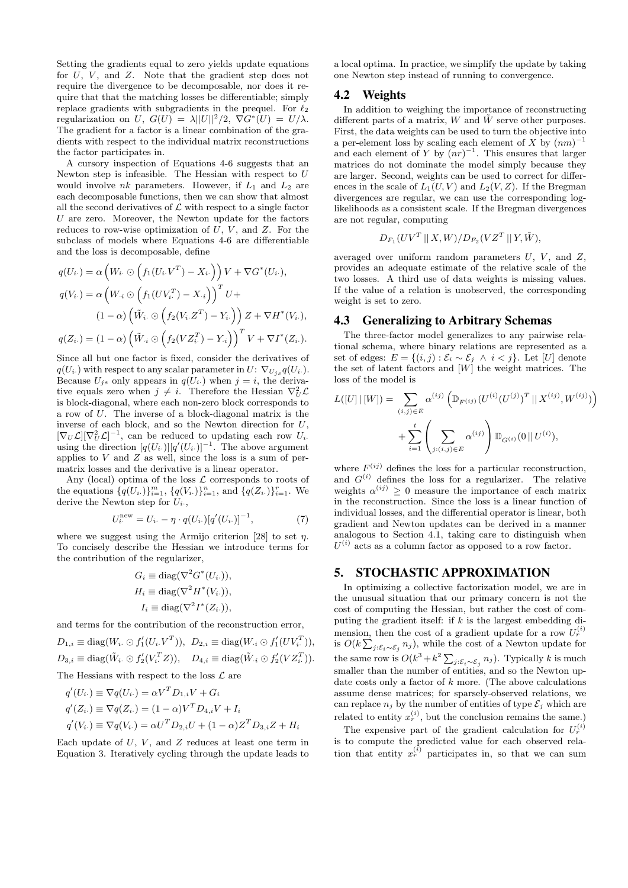Setting the gradients equal to zero yields update equations for $U$, $V$, and $Z$. Note that the gradient step does not require the divergence to be decomposable, nor does it require that that the matching losses be differentiable; simply replace gradients with subgradients in the prequel. For $\ell_2$ regularization on $U$, $G(U) = \lambda ||U||^2/2$, $\nabla G^*(U) = U/\lambda$. The gradient for a factor is a linear combination of the gradients with respect to the individual matrix reconstructions the factor participates in.

A cursory inspection of Equations 4-6 suggests that an Newton step is infeasible. The Hessian with respect to $U$ would involve $nk$ parameters. However, if $L_1$ and $L_2$ are each decomposable functions, then we can show that almost all the second derivatives of $\mathcal{L}$ with respect to a single factor $U$ are zero. Moreover, the Newton update for the factors reduces to row-wise optimization of $U$, $V$, and $Z$. For the subclass of models where Equations 4-6 are differentiable and the loss is decomposable, define

$$
\begin{aligned}
q(U_{i\cdot}) &= \alpha \left( W_{i\cdot} \odot \left( f_1(U_{i\cdot}V^T) - X_{i\cdot} \right) \right) V + \nabla G^*(U_{i\cdot}), \\
q(V_{i\cdot}) &= \alpha \left( W_{\cdot i} \odot \left( f_1(UV_{i\cdot}^T) - X_{\cdot i} \right) \right)^T U + \\
&\quad (1-\alpha) \left( \tilde{W}_{i\cdot} \odot \left( f_2(V_{i\cdot}Z^T) - Y_{i\cdot} \right) \right) Z + \nabla H^*(V_{i\cdot}), \\
q(Z_{i\cdot}) &= (1-\alpha) \left( \tilde{W}_{\cdot i} \odot \left( f_2(VZ_{i\cdot}^T) - Y_{\cdot i} \right) \right)^T V + \nabla I^*(Z_{i\cdot}).
\end{aligned}
$$

Since all but one factor is fixed, consider the derivatives of $q(U_{i\cdot})$ with respect to any scalar parameter in $U$: $\nabla_{U_{js}} q(U_{i\cdot})$. Because $U_{js}$ only appears in $q(U_{i\cdot})$ when $j = i$, the derivative equals zero when $j \neq i$. Therefore the Hessian $\nabla_U^2 \mathcal{L}$ is block-diagonal, where each non-zero block corresponds to a row of $U$. The inverse of a block-diagonal matrix is the inverse of each block, and so the Newton direction for $U$, $[\nabla_U \mathcal{L}][\nabla_U^2 \mathcal{L}]^{-1}$, can be reduced to updating each row $U_{i\cdot}$ using the direction $[q(U_{i\cdot})][q'(U_{i\cdot})]^{-1}$. The above argument applies to $V$ and $Z$ as well, since the loss is a sum of per-matrix losses and the derivative is a linear operator.

Any (local) optima of the loss $\mathcal{L}$ corresponds to roots of the equations $\{q(U_{i\cdot})\}_{i=1}^m$, $\{q(V_{i\cdot})\}_{i=1}^n$, and $\{q(Z_{i\cdot})\}_{i=1}^r$. We derive the Newton step for $U_{i\cdot}$,

$$
U_{i\cdot}^{\text{new}} = U_{i\cdot} - \eta \cdot q(U_{i\cdot})[q'(U_{i\cdot})]^{-1}, \tag{7}
$$

where we suggest using the Armijo criterion [28] to set $\eta$. To concisely describe the Hessian we introduce terms for the contribution of the regularizer,

$$
\begin{aligned}
G_i &\equiv \text{diag}(\nabla^2 G^*(U_{i\cdot})), \\
H_i &\equiv \text{diag}(\nabla^2 H^*(V_{i\cdot})), \\
I_i &\equiv \text{diag}(\nabla^2 I^*(Z_{i\cdot})),
\end{aligned}
$$

and terms for the contribution of the reconstruction error,

$$
D_{1,i} \equiv \text{diag}(W_{i\cdot} \odot f_1'(U_{i\cdot}V^T)), \quad D_{2,i} \equiv \text{diag}(W_{\cdot i} \odot f_1'(UV_{i\cdot}^T)),
$$
$$
D_{3,i} \equiv \text{diag}(\tilde{W}_{i\cdot} \odot f_2'(V_{i\cdot}^T Z)), \quad D_{4,i} \equiv \text{diag}(\tilde{W}_{\cdot i} \odot f_2'(VZ_{i\cdot}^T)).
$$

The Hessians with respect to the loss $\mathcal{L}$ are

$$
\begin{aligned}
q'(U_{i\cdot}) &\equiv \nabla q(U_{i\cdot}) = \alpha V^T D_{1,i} V + G_i \\
q'(Z_{i\cdot}) &\equiv \nabla q(Z_{i\cdot}) = (1-\alpha) V^T D_{4,i} V + I_i \\
q'(V_{i\cdot}) &\equiv \nabla q(V_{i\cdot}) = \alpha U^T D_{2,i} U + (1-\alpha) Z^T D_{3,i} Z + H_i
\end{aligned}
$$

Each update of $U$, $V$, and $Z$ reduces at least one term in Equation 3. Iteratively cycling through the update leads to a local optima. In practice, we simplify the update by taking one Newton step instead of running to convergence.

## 4.2 Weights

In addition to weighing the importance of reconstructing different parts of a matrix, $W$ and $\tilde{W}$ serve other purposes. First, the data weights can be used to turn the objective into a per-element loss by scaling each element of $X$ by $(nm)^{-1}$ and each element of $Y$ by $(nr)^{-1}$. This ensures that larger matrices do not dominate the model simply because they are larger. Second, weights can be used to correct for differences in the scale of $L_1(U, V)$ and $L_2(V, Z)$. If the Bregman divergences are regular, we can use the corresponding log-likelihoods as a consistent scale. If the Bregman divergences are not regular, computing

$$
D_{F_1}(UV^T \,||\, X, W) / D_{F_2}(VZ^T \,||\, Y, \tilde{W}),
$$

averaged over uniform random parameters $U$, $V$, and $Z$, provides an adequate estimate of the relative scale of the two losses. A third use of data weights is missing values. If the value of a relation is unobserved, the corresponding weight is set to zero.

## 4.3 Generalizing to Arbitrary Schemas

The three-factor model generalizes to any pairwise relational schema, where binary relations are represented as a set of edges: $E = \{(i,j) : \mathcal{E}_i \sim \mathcal{E}_j \ \wedge \ i < j\}$. Let $[U]$ denote the set of latent factors and $[W]$ the weight matrices. The loss of the model is

$$
\begin{aligned}
L([U] \,|\, [W]) = &\sum_{(i,j) \in E} \alpha^{(ij)} \left( \mathbb{D}_{F^{(ij)}}(U^{(i)}(U^{(j)})^T \,||\, X^{(ij)}, W^{(ij)}) \right) \\
&+ \sum_{i=1}^{t} \left( \sum_{j:(i,j) \in E} \alpha^{(ij)} \right) \mathbb{D}_{G^{(i)}}(0 \,||\, U^{(i)}),
\end{aligned}
$$

where $F^{(ij)}$ defines the loss for a particular reconstruction, and $G^{(i)}$ defines the loss for a regularizer. The relative weights $\alpha^{(ij)} \geq 0$ measure the importance of each matrix in the reconstruction. Since the loss is a linear function of individual losses, and the differential operator is linear, both gradient and Newton updates can be derived in a manner analogous to Section 4.1, taking care to distinguish when $U^{(i)}$ acts as a column factor as opposed to a row factor.

# 5. STOCHASTIC APPROXIMATION

In optimizing a collective factorization model, we are in the unusual situation that our primary concern is not the cost of computing the Hessian, but rather the cost of computing the gradient itself: if $k$ is the largest embedding dimension, then the cost of a gradient update for a row $U_r^{(i)}$ is $O(k \sum_{j:\mathcal{E}_i \sim \mathcal{E}_j} n_j)$, while the cost of a Newton update for the same row is $O(k^3 + k^2 \sum_{j:\mathcal{E}_i \sim \mathcal{E}_j} n_j)$. Typically $k$ is much smaller than the number of entities, and so the Newton update costs only a factor of $k$ more. (The above calculations assume dense matrices; for sparsely-observed relations, we can replace $n_j$ by the number of entities of type $\mathcal{E}_j$ which are related to entity $x_r^{(i)}$, but the conclusion remains the same.)

The expensive part of the gradient calculation for $U_r^{(i)}$ is to compute the predicted value for each observed relation that entity $x_r^{(i)}$ participates in, so that we can sum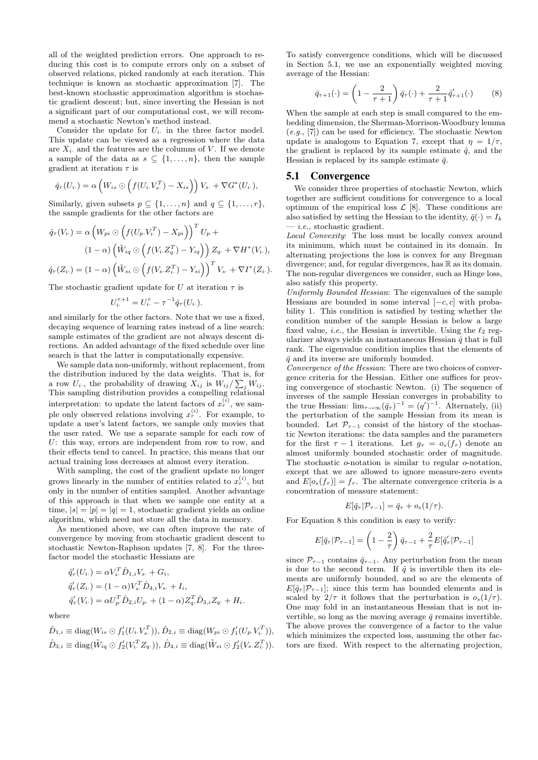all of the weighted prediction errors. One approach to reducing this cost is to compute errors only on a subset of observed relations, picked randomly at each iteration. This technique is known as stochastic approximation [7]. The best-known stochastic approximation algorithm is stochastic gradient descent; but, since inverting the Hessian is not a significant part of our computational cost, we will recommend a stochastic Newton's method instead.

Consider the update for $U_{i\cdot}$ in the three factor model. This update can be viewed as a regression where the data are $X_{i\cdot}$ and the features are the columns of $V$. If we denote a sample of the data as $s \subseteq \{1, \ldots, n\}$, then the sample gradient at iteration $\tau$ is

$$\hat{q}_\tau(U_{i\cdot}) = \alpha \left( W_{is} \odot \left( f(U_{i\cdot} V_{s\cdot}^T) - X_{is} \right) \right) V_{s\cdot} + \nabla G^*(U_{i\cdot}),$$

Similarly, given subsets $p \subseteq \{1, \ldots, n\}$ and $q \subseteq \{1, \ldots, r\}$, the sample gradients for the other factors are

$$\hat{q}_\tau(V_{i\cdot}) = \alpha \left( W_{pi} \odot \left( f(U_{p\cdot} V_{i\cdot}^T) - X_{pi} \right) \right)^T U_{p\cdot} + (1-\alpha) \left( \tilde{W}_{iq} \odot \left( f(V_{i\cdot} Z_{q\cdot}^T) - Y_{iq} \right) \right) Z_{q\cdot} + \nabla H^*(V_{i\cdot}),$$

$$\hat{q}_\tau(Z_{i\cdot}) = (1-\alpha) \left( \tilde{W}_{si} \odot \left( f(V_{s\cdot} Z_{i\cdot}^T) - Y_{si} \right) \right)^T V_{s\cdot} + \nabla I^*(Z_{i\cdot}).$$

The stochastic gradient update for $U$ at iteration $\tau$ is

$$U_{i\cdot}^{\tau+1} = U_{i\cdot}^{\tau} - \tau^{-1} \hat{q}_\tau(U_{i\cdot}).$$

and similarly for the other factors. Note that we use a fixed, decaying sequence of learning rates instead of a line search: sample estimates of the gradient are not always descent directions. An added advantage of the fixed schedule over line search is that the latter is computationally expensive.

We sample data non-uniformly, without replacement, from the distribution induced by the data weights. That is, for a row $U_{i\cdot}$, the probability of drawing $X_{ij}$ is $W_{ij} / \sum_j W_{ij}$. This sampling distribution provides a compelling relational interpretation: to update the latent factors of $x_r^{(i)}$, we sample only observed relations involving $x_r^{(i)}$. For example, to update a user's latent factors, we sample only movies that the user rated. We use a separate sample for each row of $U$: this way, errors are independent from row to row, and their effects tend to cancel. In practice, this means that our actual training loss decreases at almost every iteration.

With sampling, the cost of the gradient update no longer grows linearly in the number of entities related to $x_r^{(i)}$, but only in the number of entities sampled. Another advantage of this approach is that when we sample one entity at a time, $|s| = |p| = |q| = 1$, stochastic gradient yields an online algorithm, which need not store all the data in memory.

As mentioned above, we can often improve the rate of convergence by moving from stochastic gradient descent to stochastic Newton-Raphson updates [7, 8]. For the three-factor model the stochastic Hessians are

$$\hat{q}'_\tau(U_{i\cdot}) = \alpha V_{s\cdot}^T \hat{D}_{1,i} V_{s\cdot} + G_i,$$
$$\hat{q}'_\tau(Z_{i\cdot}) = (1-\alpha) V_{s\cdot}^T \hat{D}_{4,i} V_{s\cdot} + I_i,$$
$$\hat{q}'_\tau(V_{i\cdot}) = \alpha U_{p\cdot}^T \hat{D}_{2,i} U_{p\cdot} + (1-\alpha) Z_{q\cdot}^T \hat{D}_{3,i} Z_{q\cdot} + H_i.$$

where

$$\hat{D}_{1,i} \equiv \text{diag}(W_{is} \odot f_1'(U_{i\cdot} V_{s\cdot}^T)),\ \hat{D}_{2,i} \equiv \text{diag}(W_{pi} \odot f_1'(U_{p\cdot} V_{i\cdot}^T)),$$
$$\hat{D}_{3,i} \equiv \text{diag}(\tilde{W}_{iq} \odot f_2'(V_{i\cdot}^T Z_{q\cdot})),\ \hat{D}_{4,i} \equiv \text{diag}(\tilde{W}_{si} \odot f_2'(V_{s\cdot} Z_{i\cdot}^T)).$$

To satisfy convergence conditions, which will be discussed in Section 5.1, we use an exponentially weighted moving average of the Hessian:

$$\bar{q}_{\tau+1}(\cdot) = \left(1 - \frac{2}{\tau+1}\right) \bar{q}_\tau(\cdot) + \frac{2}{\tau+1} \hat{q}'_{\tau+1}(\cdot) \qquad (8)$$

When the sample at each step is small compared to the embedding dimension, the Sherman-Morrison-Woodbury lemma (*e.g.*, [7]) can be used for efficiency. The stochastic Newton update is analogous to Equation 7, except that $\eta = 1/\tau$, the gradient is replaced by its sample estimate $\hat{q}$, and the Hessian is replaced by its sample estimate $\bar{q}$.

## 5.1 Convergence

We consider three properties of stochastic Newton, which together are sufficient conditions for convergence to a local optimum of the empirical loss $\mathcal{L}$ [8]. These conditions are also satisfied by setting the Hessian to the identity, $\bar{q}(\cdot) = I_k$ — *i.e.*, stochastic gradient.

*Local Convexity*: The loss must be locally convex around its minimum, which must be contained in its domain. In alternating projections the loss is convex for any Bregman divergence; and, for regular divergences, has $\mathbb{R}$ as its domain. The non-regular divergences we consider, such as Hinge loss, also satisfy this property.

*Uniformly Bounded Hessian*: The eigenvalues of the sample Hessians are bounded in some interval $[-c, c]$ with probability 1. This condition is satisfied by testing whether the condition number of the sample Hessian is below a large fixed value, *i.e.*, the Hessian is invertible. Using the $\ell_2$ regularizer always yields an instantaneous Hessian $\hat{q}$ that is full rank. The eigenvalue condition implies that the elements of $\bar{q}$ and its inverse are uniformly bounded.

*Convergence of the Hessian*: There are two choices of convergence criteria for the Hessian. Either one suffices for proving convergence of stochastic Newton. (i) The sequence of inverses of the sample Hessian converges in probability to the true Hessian: $\lim_{\tau \to \infty} (\bar{q}_\tau)^{-1} = (q')^{-1}$. Alternately, (ii) the perturbation of the sample Hessian from its mean is bounded. Let $\mathcal{P}_{\tau-1}$ consist of the history of the stochastic Newton iterations: the data samples and the parameters for the first $\tau - 1$ iterations. Let $g_\tau = o_s(f_\tau)$ denote an almost uniformly bounded stochastic order of magnitude. The stochastic $o$-notation is similar to regular $o$-notation, except that we are allowed to ignore measure-zero events and $E[o_s(f_\tau)] = f_\tau$. The alternate convergence criteria is a concentration of measure statement:

$$E[\bar{q}_\tau | \mathcal{P}_{\tau-1}] = \bar{q}_\tau + o_s(1/\tau).$$

For Equation 8 this condition is easy to verify:

$$E[\bar{q}_\tau | \mathcal{P}_{\tau-1}] = \left(1 - \frac{2}{\tau}\right) \bar{q}_{\tau-1} + \frac{2}{\tau} E[\hat{q}'_\tau | \mathcal{P}_{\tau-1}]$$

since $\mathcal{P}_{\tau-1}$ contains $\bar{q}_{\tau-1}$. Any perturbation from the mean is due to the second term. If $\hat{q}$ is invertible then its elements are uniformly bounded, and so are the elements of $E[\hat{q}_\tau | \mathcal{P}_{\tau-1}]$; since this term has bounded elements and is scaled by $2/\tau$ it follows that the perturbation is $o_s(1/\tau)$. One may fold in an instantaneous Hessian that is not invertible, so long as the moving average $\bar{q}$ remains invertible. The above proves the convergence of a factor to the value which minimizes the expected loss, assuming the other factors are fixed. With respect to the alternating projection,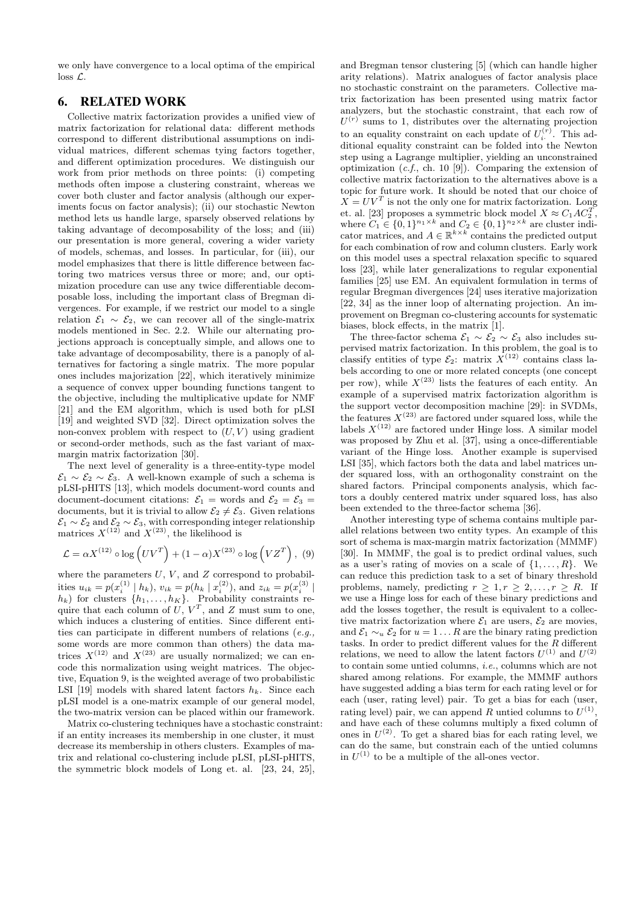we only have convergence to a local optima of the empirical loss $\mathcal{L}$.

## 6. RELATED WORK

Collective matrix factorization provides a unified view of matrix factorization for relational data: different methods correspond to different distributional assumptions on individual matrices, different schemas tying factors together, and different optimization procedures. We distinguish our work from prior methods on three points: (i) competing methods often impose a clustering constraint, whereas we cover both cluster and factor analysis (although our experiments focus on factor analysis); (ii) our stochastic Newton method lets us handle large, sparsely observed relations by taking advantage of decomposability of the loss; and (iii) our presentation is more general, covering a wider variety of models, schemas, and losses. In particular, for (iii), our model emphasizes that there is little difference between factoring two matrices versus three or more; and, our optimization procedure can use any twice differentiable decomposable loss, including the important class of Bregman divergences. For example, if we restrict our model to a single relation $\mathcal{E}_1 \sim \mathcal{E}_2$, we can recover all of the single-matrix models mentioned in Sec. 2.2. While our alternating projections approach is conceptually simple, and allows one to take advantage of decomposability, there is a panoply of alternatives for factoring a single matrix. The more popular ones includes majorization [22], which iteratively minimize a sequence of convex upper bounding functions tangent to the objective, including the multiplicative update for NMF [21] and the EM algorithm, which is used both for pLSI [19] and weighted SVD [32]. Direct optimization solves the non-convex problem with respect to $(U, V)$ using gradient or second-order methods, such as the fast variant of max-margin matrix factorization [30].

The next level of generality is a three-entity-type model $\mathcal{E}_1 \sim \mathcal{E}_2 \sim \mathcal{E}_3$. A well-known example of such a schema is pLSI-pHITS [13], which models document-word counts and document-document citations: $\mathcal{E}_1$ = words and $\mathcal{E}_2 = \mathcal{E}_3$ = documents, but it is trivial to allow $\mathcal{E}_2 \neq \mathcal{E}_3$. Given relations $\mathcal{E}_1 \sim \mathcal{E}_2$ and $\mathcal{E}_2 \sim \mathcal{E}_3$, with corresponding integer relationship matrices $X^{(12)}$ and $X^{(23)}$, the likelihood is

$$\mathcal{L} = \alpha X^{(12)} \circ \log\left(UV^T\right) + (1-\alpha) X^{(23)} \circ \log\left(VZ^T\right), \quad (9)$$

where the parameters $U$, $V$, and $Z$ correspond to probabilities $u_{ik} = p(x_i^{(1)} \mid h_k)$, $v_{ik} = p(h_k \mid x_i^{(2)})$, and $z_{ik} = p(x_i^{(3)} \mid h_k)$ for clusters $\{h_1, \ldots, h_K\}$. Probability constraints require that each column of $U$, $V^T$, and $Z$ must sum to one, which induces a clustering of entities. Since different entities can participate in different numbers of relations (*e.g.,* some words are more common than others) the data matrices $X^{(12)}$ and $X^{(23)}$ are usually normalized; we can encode this normalization using weight matrices. The objective, Equation 9, is the weighted average of two probabilistic LSI [19] models with shared latent factors $h_k$. Since each pLSI model is a one-matrix example of our general model, the two-matrix version can be placed within our framework.

Matrix co-clustering techniques have a stochastic constraint: if an entity increases its membership in one cluster, it must decrease its membership in others clusters. Examples of matrix and relational co-clustering include pLSI, pLSI-pHITS, the symmetric block models of Long et. al. [23, 24, 25], and Bregman tensor clustering [5] (which can handle higher arity relations). Matrix analogues of factor analysis place no stochastic constraint on the parameters. Collective matrix factorization has been presented using matrix factor analyzers, but the stochastic constraint, that each row of $U^{(r)}$ sums to 1, distributes over the alternating projection to an equality constraint on each update of $U_{i\cdot}^{(r)}$. This additional equality constraint can be folded into the Newton step using a Lagrange multiplier, yielding an unconstrained optimization (*c.f.,* ch. 10 [9]). Comparing the extension of collective matrix factorization to the alternatives above is a topic for future work. It should be noted that our choice of $X = UV^T$ is not the only one for matrix factorization. Long et. al. [23] proposes a symmetric block model $X \approx C_1 A C_2^T$, where $C_1 \in \{0,1\}^{n_1 \times k}$ and $C_2 \in \{0,1\}^{n_2 \times k}$ are cluster indicator matrices, and $A \in \mathbb{R}^{k \times k}$ contains the predicted output for each combination of row and column clusters. Early work on this model uses a spectral relaxation specific to squared loss [23], while later generalizations to regular exponential families [25] use EM. An equivalent formulation in terms of regular Bregman divergences [24] uses iterative majorization [22, 34] as the inner loop of alternating projection. An improvement on Bregman co-clustering accounts for systematic biases, block effects, in the matrix [1].

The three-factor schema $\mathcal{E}_1 \sim \mathcal{E}_2 \sim \mathcal{E}_3$ also includes supervised matrix factorization. In this problem, the goal is to classify entities of type $\mathcal{E}_2$: matrix $X^{(12)}$ contains class labels according to one or more related concepts (one concept per row), while $X^{(23)}$ lists the features of each entity. An example of a supervised matrix factorization algorithm is the support vector decomposition machine [29]: in SVDMs, the features $X^{(23)}$ are factored under squared loss, while the labels $X^{(12)}$ are factored under Hinge loss. A similar model was proposed by Zhu et al. [37], using a once-differentiable variant of the Hinge loss. Another example is supervised LSI [35], which factors both the data and label matrices under squared loss, with an orthogonality constraint on the shared factors. Principal components analysis, which factors a doubly centered matrix under squared loss, has also been extended to the three-factor schema [36].

Another interesting type of schema contains multiple parallel relations between two entity types. An example of this sort of schema is max-margin matrix factorization (MMMF) [30]. In MMMF, the goal is to predict ordinal values, such as a user's rating of movies on a scale of $\{1, \ldots, R\}$. We can reduce this prediction task to a set of binary threshold problems, namely, predicting $r \geq 1, r \geq 2, \ldots, r \geq R$. If we use a Hinge loss for each of these binary predictions and add the losses together, the result is equivalent to a collective matrix factorization where $\mathcal{E}_1$ are users, $\mathcal{E}_2$ are movies, and $\mathcal{E}_1 \sim_u \mathcal{E}_2$ for $u = 1 \ldots R$ are the binary rating prediction tasks. In order to predict different values for the $R$ different relations, we need to allow the latent factors $U^{(1)}$ and $U^{(2)}$ to contain some untied columns, *i.e.,* columns which are not shared among relations. For example, the MMMF authors have suggested adding a bias term for each rating level or for each (user, rating level) pair. To get a bias for each (user, rating level) pair, we can append $R$ untied columns to $U^{(1)}$, and have each of these columns multiply a fixed column of ones in $U^{(2)}$. To get a shared bias for each rating level, we can do the same, but constrain each of the untied columns in $U^{(1)}$ to be a multiple of the all-ones vector.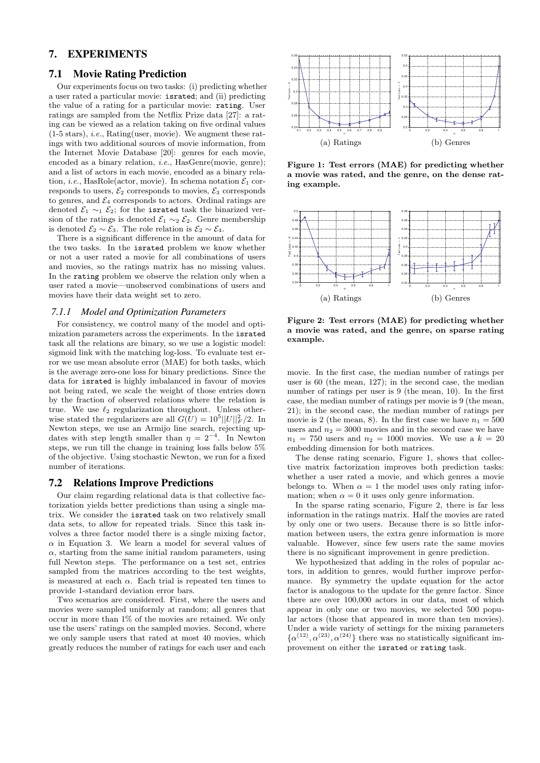## 7. EXPERIMENTS

### 7.1 Movie Rating Prediction

Our experiments focus on two tasks: (i) predicting whether a user rated a particular movie: `israted`; and (ii) predicting the value of a rating for a particular movie: `rating`. User ratings are sampled from the Netflix Prize data [27]: a rating can be viewed as a relation taking on five ordinal values (1-5 stars), *i.e.*, Rating(user, movie). We augment these ratings with two additional sources of movie information, from the Internet Movie Database [20]: genres for each movie, encoded as a binary relation, *i.e.*, HasGenre(movie, genre); and a list of actors in each movie, encoded as a binary relation, *i.e.*, HasRole(actor, movie). In schema notation $\mathcal{E}_1$ corresponds to users, $\mathcal{E}_2$ corresponds to movies, $\mathcal{E}_3$ corresponds to genres, and $\mathcal{E}_4$ corresponds to actors. Ordinal ratings are denoted $\mathcal{E}_1 \sim_1 \mathcal{E}_2$; for the `israted` task the binarized version of the ratings is denoted $\mathcal{E}_1 \sim_2 \mathcal{E}_2$. Genre membership is denoted $\mathcal{E}_2 \sim \mathcal{E}_3$. The role relation is $\mathcal{E}_2 \sim \mathcal{E}_4$.

There is a significant difference in the amount of data for the two tasks. In the `israted` problem we know whether or not a user rated a movie for all combinations of users and movies, so the ratings matrix has no missing values. In the `rating` problem we observe the relation only when a user rated a movie—unobserved combinations of users and movies have their data weight set to zero.

#### *7.1.1 Model and Optimization Parameters*

For consistency, we control many of the model and optimization parameters across the experiments. In the `israted` task all the relations are binary, so we use a logistic model: sigmoid link with the matching log-loss. To evaluate test error we use mean absolute error (MAE) for both tasks, which is the average zero-one loss for binary predictions. Since the data for `israted` is highly imbalanced in favour of movies not being rated, we scale the weight of those entries down by the fraction of observed relations where the relation is true. We use $\ell_2$ regularization throughout. Unless otherwise stated the regularizers are all $G(U) = 10^5||U||_F^2/2$. In Newton steps, we use an Armijo line search, rejecting updates with step length smaller than $\eta = 2^{-4}$. In Newton steps, we run till the change in training loss falls below 5% of the objective. Using stochastic Newton, we run for a fixed number of iterations.

### 7.2 Relations Improve Predictions

Our claim regarding relational data is that collective factorization yields better predictions than using a single matrix. We consider the `israted` task on two relatively small data sets, to allow for repeated trials. Since this task involves a three factor model there is a single mixing factor, $\alpha$ in Equation 3. We learn a model for several values of $\alpha$, starting from the same initial random parameters, using full Newton steps. The performance on a test set, entries sampled from the matrices according to the test weights, is measured at each $\alpha$. Each trial is repeated ten times to provide 1-standard deviation error bars.

Two scenarios are considered. First, where the users and movies were sampled uniformly at random; all genres that occur in more than 1% of the movies are retained. We only use the users' ratings on the sampled movies. Second, where we only sample users that rated at most 40 movies, which greatly reduces the number of ratings for each user and each movie. In the first case, the median number of ratings per user is 60 (the mean, 127); in the second case, the median number of ratings per user is 9 (the mean, 10). In the first case, the median number of ratings per movie is 9 (the mean, 21); in the second case, the median number of ratings per movie is 2 (the mean, 8). In the first case we have $n_1 = 500$ users and $n_2 = 3000$ movies and in the second case we have $n_1 = 750$ users and $n_2 = 1000$ movies. We use a $k = 20$ embedding dimension for both matrices.

(a) Ratings (b) Genres

**Figure 1: Test errors (MAE) for predicting whether a movie was rated, and the genre, on the dense rating example.**

(a) Ratings (b) Genres

**Figure 2: Test errors (MAE) for predicting whether a movie was rated, and the genre, on sparse rating example.**

The dense rating scenario, Figure 1, shows that collective matrix factorization improves both prediction tasks: whether a user rated a movie, and which genres a movie belongs to. When $\alpha = 1$ the model uses only rating information; when $\alpha = 0$ it uses only genre information.

In the sparse rating scenario, Figure 2, there is far less information in the ratings matrix. Half the movies are rated by only one or two users. Because there is so little information between users, the extra genre information is more valuable. However, since few users rate the same movies there is no significant improvement in genre prediction.

We hypothesized that adding in the roles of popular actors, in addition to genres, would further improve performance. By symmetry the update equation for the actor factor is analogous to the update for the genre factor. Since there are over 100,000 actors in our data, most of which appear in only one or two movies, we selected 500 popular actors (those that appeared in more than ten movies). Under a wide variety of settings for the mixing parameters $\{\alpha^{(12)}, \alpha^{(23)}, \alpha^{(24)}\}$ there was no statistically significant improvement on either the `israted` or `rating` task.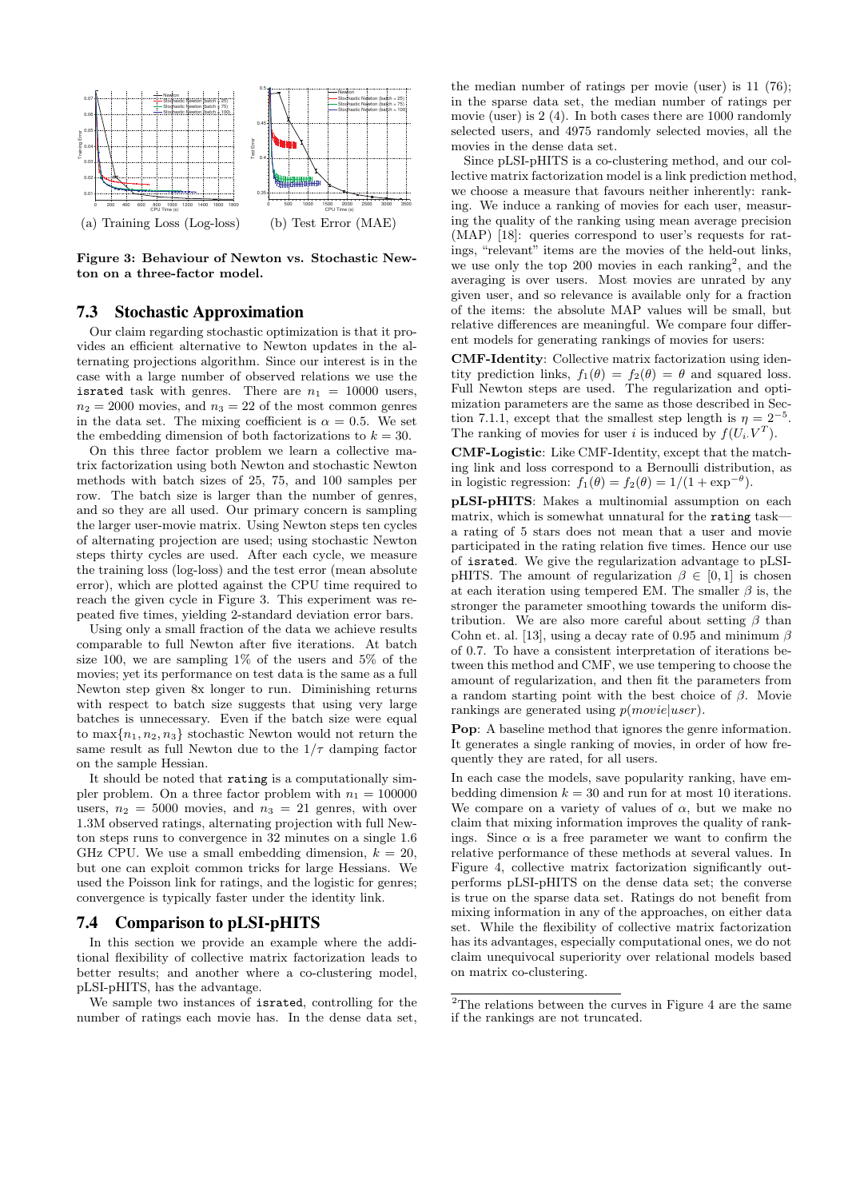(a) Training Loss (Log-loss) (b) Test Error (MAE)

**Figure 3: Behaviour of Newton vs. Stochastic Newton on a three-factor model.**

## 7.3 Stochastic Approximation

Our claim regarding stochastic optimization is that it provides an efficient alternative to Newton updates in the alternating projections algorithm. Since our interest is in the case with a large number of observed relations we use the `israted` task with genres. There are $n_1 = 10000$ users, $n_2 = 2000$ movies, and $n_3 = 22$ of the most common genres in the data set. The mixing coefficient is $\alpha = 0.5$. We set the embedding dimension of both factorizations to $k = 30$.

On this three factor problem we learn a collective matrix factorization using both Newton and stochastic Newton methods with batch sizes of 25, 75, and 100 samples per row. The batch size is larger than the number of genres, and so they are all used. Our primary concern is sampling the larger user-movie matrix. Using Newton steps ten cycles of alternating projection are used; using stochastic Newton steps thirty cycles are used. After each cycle, we measure the training loss (log-loss) and the test error (mean absolute error), which are plotted against the CPU time required to reach the given cycle in Figure 3. This experiment was repeated five times, yielding 2-standard deviation error bars.

Using only a small fraction of the data we achieve results comparable to full Newton after five iterations. At batch size 100, we are sampling 1% of the users and 5% of the movies; yet its performance on test data is the same as a full Newton step given 8x longer to run. Diminishing returns with respect to batch size suggests that using very large batches is unnecessary. Even if the batch size were equal to $\max\{n_1, n_2, n_3\}$ stochastic Newton would not return the same result as full Newton due to the $1/\tau$ damping factor on the sample Hessian.

It should be noted that `rating` is a computationally simpler problem. On a three factor problem with $n_1 = 100000$ users, $n_2 = 5000$ movies, and $n_3 = 21$ genres, with over 1.3M observed ratings, alternating projection with full Newton steps runs to convergence in 32 minutes on a single 1.6 GHz CPU. We use a small embedding dimension, $k = 20$, but one can exploit common tricks for large Hessians. We used the Poisson link for ratings, and the logistic for genres; convergence is typically faster under the identity link.

## 7.4 Comparison to pLSI-pHITS

In this section we provide an example where the additional flexibility of collective matrix factorization leads to better results; and another where a co-clustering model, pLSI-pHITS, has the advantage.

We sample two instances of `israted`, controlling for the number of ratings each movie has. In the dense data set, the median number of ratings per movie (user) is 11 (76); in the sparse data set, the median number of ratings per movie (user) is 2 (4). In both cases there are 1000 randomly selected users, and 4975 randomly selected movies, all the movies in the dense data set.

Since pLSI-pHITS is a co-clustering method, and our collective matrix factorization model is a link prediction method, we choose a measure that favours neither inherently: ranking. We induce a ranking of movies for each user, measuring the quality of the ranking using mean average precision (MAP) [18]: queries correspond to user's requests for ratings, "relevant" items are the movies of the held-out links, we use only the top 200 movies in each ranking[2], and the averaging is over users. Most movies are unrated by any given user, and so relevance is available only for a fraction of the items: the absolute MAP values will be small, but relative differences are meaningful. We compare four different models for generating rankings of movies for users:

**CMF-Identity**: Collective matrix factorization using identity prediction links, $f_1(\theta) = f_2(\theta) = \theta$ and squared loss. Full Newton steps are used. The regularization and optimization parameters are the same as those described in Section 7.1.1, except that the smallest step length is $\eta = 2^{-5}$. The ranking of movies for user $i$ is induced by $f(U_{i\cdot} V^T)$.

**CMF-Logistic**: Like CMF-Identity, except that the matching link and loss correspond to a Bernoulli distribution, as in logistic regression: $f_1(\theta) = f_2(\theta) = 1/(1 + \exp^{-\theta})$.

**pLSI-pHITS**: Makes a multinomial assumption on each matrix, which is somewhat unnatural for the `rating` task—a rating of 5 stars does not mean that a user and movie participated in the rating relation five times. Hence our use of `israted`. We give the regularization advantage to pLSI-pHITS. The amount of regularization $\beta \in [0, 1]$ is chosen at each iteration using tempered EM. The smaller $\beta$ is, the stronger the parameter smoothing towards the uniform distribution. We are also more careful about setting $\beta$ than Cohn et. al. [13], using a decay rate of 0.95 and minimum $\beta$ of 0.7. To have a consistent interpretation of iterations between this method and CMF, we use tempering to choose the amount of regularization, and then fit the parameters from a random starting point with the best choice of $\beta$. Movie rankings are generated using $p(movie|user)$.

**Pop**: A baseline method that ignores the genre information. It generates a single ranking of movies, in order of how frequently they are rated, for all users.

In each case the models, save popularity ranking, have embedding dimension $k = 30$ and run for at most 10 iterations. We compare on a variety of values of $\alpha$, but we make no claim that mixing information improves the quality of rankings. Since $\alpha$ is a free parameter we want to confirm the relative performance of these methods at several values. In Figure 4, collective matrix factorization significantly outperforms pLSI-pHITS on the dense data set; the converse is true on the sparse data set. Ratings do not benefit from mixing information in any of the approaches, on either data set. While the flexibility of collective matrix factorization has its advantages, especially computational ones, we do not claim unequivocal superiority over relational models based on matrix co-clustering.

[2]The relations between the curves in Figure 4 are the same if the rankings are not truncated.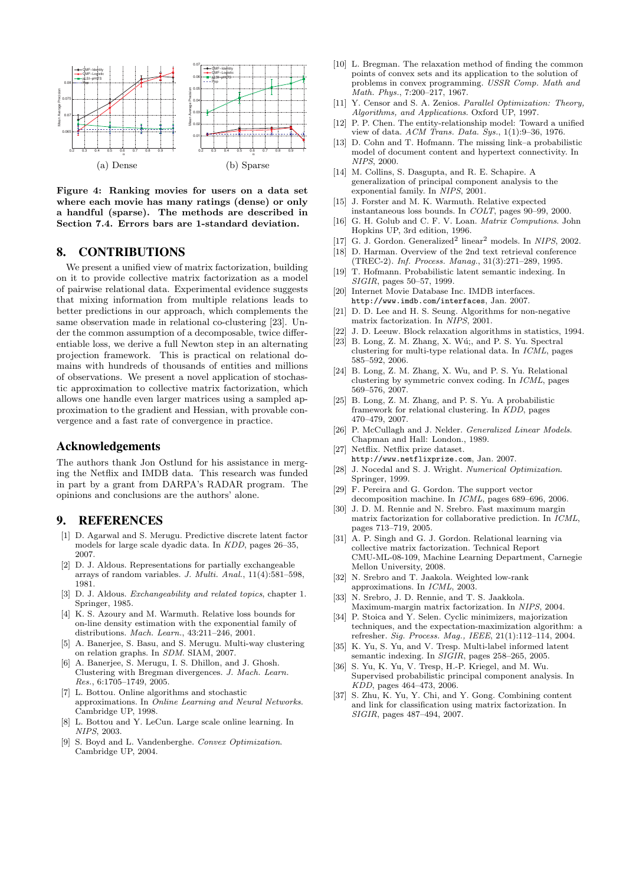GMF–Identity
GMF–Logistic
pLSI–pHITS
Pop

Mean Average Precision

0.08
0.075
0.07
0.065

0.2 0.3 0.4 0.5 0.6 0.7 0.8 0.9 1
α

(a) Dense

GMF–Identity
GMF–Logistic
pLSI–pHITS
Pop

Mean Average Precision

0.07
0.06
0.05
0.04
0.03
0.02
0.01

0.2 0.3 0.4 0.5 0.6 0.7 0.8 0.9 1
α

(b) Sparse

**Figure 4: Ranking movies for users on a data set where each movie has many ratings (dense) or only a handful (sparse). The methods are described in Section 7.4. Errors bars are 1-standard deviation.**

## 8. CONTRIBUTIONS

We present a unified view of matrix factorization, building on it to provide collective matrix factorization as a model of pairwise relational data. Experimental evidence suggests that mixing information from multiple relations leads to better predictions in our approach, which complements the same observation made in relational co-clustering [23]. Under the common assumption of a decomposable, twice differentiable loss, we derive a full Newton step in an alternating projection framework. This is practical on relational domains with hundreds of thousands of entities and millions of observations. We present a novel application of stochastic approximation to collective matrix factorization, which allows one handle even larger matrices using a sampled approximation to the gradient and Hessian, with provable convergence and a fast rate of convergence in practice.

## Acknowledgements

The authors thank Jon Ostlund for his assistance in merging the Netflix and IMDB data. This research was funded in part by a grant from DARPA's RADAR program. The opinions and conclusions are the authors' alone.

## 9. REFERENCES

[1] D. Agarwal and S. Merugu. Predictive discrete latent factor models for large scale dyadic data. In *KDD*, pages 26–35, 2007.

[2] D. J. Aldous. Representations for partially exchangeable arrays of random variables. *J. Multi. Anal.*, 11(4):581–598, 1981.

[3] D. J. Aldous. *Exchangeability and related topics*, chapter 1. Springer, 1985.

[4] K. S. Azoury and M. Warmuth. Relative loss bounds for on-line density estimation with the exponential family of distributions. *Mach. Learn.*, 43:211–246, 2001.

[5] A. Banerjee, S. Basu, and S. Merugu. Multi-way clustering on relation graphs. In *SDM*. SIAM, 2007.

[6] A. Banerjee, S. Merugu, I. S. Dhillon, and J. Ghosh. Clustering with Bregman divergences. *J. Mach. Learn. Res.*, 6:1705–1749, 2005.

[7] L. Bottou. Online algorithms and stochastic approximations. In *Online Learning and Neural Networks*. Cambridge UP, 1998.

[8] L. Bottou and Y. LeCun. Large scale online learning. In *NIPS*, 2003.

[9] S. Boyd and L. Vandenberghe. *Convex Optimization*. Cambridge UP, 2004.

[10] L. Bregman. The relaxation method of finding the common points of convex sets and its application to the solution of problems in convex programming. *USSR Comp. Math and Math. Phys.*, 7:200–217, 1967.

[11] Y. Censor and S. A. Zenios. *Parallel Optimization: Theory, Algorithms, and Applications.* Oxford UP, 1997.

[12] P. P. Chen. The entity-relationship model: Toward a unified view of data. *ACM Trans. Data. Sys.*, 1(1):9–36, 1976.

[13] D. Cohn and T. Hofmann. The missing link–a probabilistic model of document content and hypertext connectivity. In *NIPS*, 2000.

[14] M. Collins, S. Dasgupta, and R. E. Schapire. A generalization of principal component analysis to the exponential family. In *NIPS*, 2001.

[15] J. Forster and M. K. Warmuth. Relative expected instantaneous loss bounds. In *COLT*, pages 90–99, 2000.

[16] G. H. Golub and C. F. V. Loan. *Matrix Computions*. John Hopkins UP, 3rd edition, 1996.

[17] G. J. Gordon. Generalized$^2$ linear$^2$ models. In *NIPS*, 2002.

[18] D. Harman. Overview of the 2nd text retrieval conference (TREC-2). *Inf. Process. Manag.*, 31(3):271–289, 1995.

[19] T. Hofmann. Probabilistic latent semantic indexing. In *SIGIR*, pages 50–57, 1999.

[20] Internet Movie Database Inc. IMDB interfaces. `http://www.imdb.com/interfaces`, Jan. 2007.

[21] D. D. Lee and H. S. Seung. Algorithms for non-negative matrix factorization. In *NIPS*, 2001.

[22] J. D. Leeuw. Block relaxation algorithms in statistics, 1994.

[23] B. Long, Z. M. Zhang, X. Wú;, and P. S. Yu. Spectral clustering for multi-type relational data. In *ICML*, pages 585–592, 2006.

[24] B. Long, Z. M. Zhang, X. Wu, and P. S. Yu. Relational clustering by symmetric convex coding. In *ICML*, pages 569–576, 2007.

[25] B. Long, Z. M. Zhang, and P. S. Yu. A probabilistic framework for relational clustering. In *KDD*, pages 470–479, 2007.

[26] P. McCullagh and J. Nelder. *Generalized Linear Models*. Chapman and Hall: London., 1989.

[27] Netflix. Netflix prize dataset. `http://www.netflixprize.com`, Jan. 2007.

[28] J. Nocedal and S. J. Wright. *Numerical Optimization*. Springer, 1999.

[29] F. Pereira and G. Gordon. The support vector decomposition machine. In *ICML*, pages 689–696, 2006.

[30] J. D. M. Rennie and N. Srebro. Fast maximum margin matrix factorization for collaborative prediction. In *ICML*, pages 713–719, 2005.

[31] A. P. Singh and G. J. Gordon. Relational learning via collective matrix factorization. Technical Report CMU-ML-08-109, Machine Learning Department, Carnegie Mellon University, 2008.

[32] N. Srebro and T. Jaakola. Weighted low-rank approximations. In *ICML*, 2003.

[33] N. Srebro, J. D. Rennie, and T. S. Jaakkola. Maximum-margin matrix factorization. In *NIPS*, 2004.

[34] P. Stoica and Y. Selen. Cyclic minimizers, majorization techniques, and the expectation-maximization algorithm: a refresher. *Sig. Process. Mag., IEEE*, 21(1):112–114, 2004.

[35] K. Yu, S. Yu, and V. Tresp. Multi-label informed latent semantic indexing. In *SIGIR*, pages 258–265, 2005.

[36] S. Yu, K. Yu, V. Tresp, H.-P. Kriegel, and M. Wu. Supervised probabilistic principal component analysis. In *KDD*, pages 464–473, 2006.

[37] S. Zhu, K. Yu, Y. Chi, and Y. Gong. Combining content and link for classification using matrix factorization. In *SIGIR*, pages 487–494, 2007.